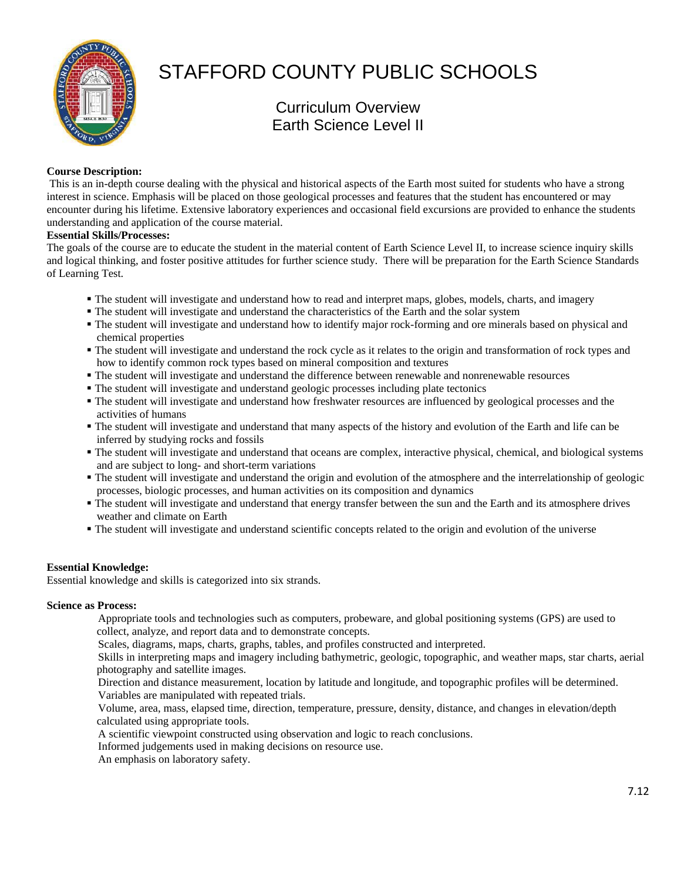# STAFFORD COUNTY PUBLIC SCHOOLS

## Curriculum Overview
## Earth Science Level II

**Course Description:**
This is an in-depth course dealing with the physical and historical aspects of the Earth most suited for students who have a strong interest in science. Emphasis will be placed on those geological processes and features that the student has encountered or may encounter during his lifetime. Extensive laboratory experiences and occasional field excursions are provided to enhance the students understanding and application of the course material.

**Essential Skills/Processes:**
The goals of the course are to educate the student in the material content of Earth Science Level II, to increase science inquiry skills and logical thinking, and foster positive attitudes for further science study. There will be preparation for the Earth Science Standards of Learning Test.

- The student will investigate and understand how to read and interpret maps, globes, models, charts, and imagery
- The student will investigate and understand the characteristics of the Earth and the solar system
- The student will investigate and understand how to identify major rock-forming and ore minerals based on physical and chemical properties
- The student will investigate and understand the rock cycle as it relates to the origin and transformation of rock types and how to identify common rock types based on mineral composition and textures
- The student will investigate and understand the difference between renewable and nonrenewable resources
- The student will investigate and understand geologic processes including plate tectonics
- The student will investigate and understand how freshwater resources are influenced by geological processes and the activities of humans
- The student will investigate and understand that many aspects of the history and evolution of the Earth and life can be inferred by studying rocks and fossils
- The student will investigate and understand that oceans are complex, interactive physical, chemical, and biological systems and are subject to long- and short-term variations
- The student will investigate and understand the origin and evolution of the atmosphere and the interrelationship of geologic processes, biologic processes, and human activities on its composition and dynamics
- The student will investigate and understand that energy transfer between the sun and the Earth and its atmosphere drives weather and climate on Earth
- The student will investigate and understand scientific concepts related to the origin and evolution of the universe

**Essential Knowledge:**
Essential knowledge and skills is categorized into six strands.

**Science as Process:**

Appropriate tools and technologies such as computers, probeware, and global positioning systems (GPS) are used to collect, analyze, and report data and to demonstrate concepts.
Scales, diagrams, maps, charts, graphs, tables, and profiles constructed and interpreted.
Skills in interpreting maps and imagery including bathymetric, geologic, topographic, and weather maps, star charts, aerial photography and satellite images.
Direction and distance measurement, location by latitude and longitude, and topographic profiles will be determined.
Variables are manipulated with repeated trials.
Volume, area, mass, elapsed time, direction, temperature, pressure, density, distance, and changes in elevation/depth calculated using appropriate tools.
A scientific viewpoint constructed using observation and logic to reach conclusions.
Informed judgements used in making decisions on resource use.
An emphasis on laboratory safety.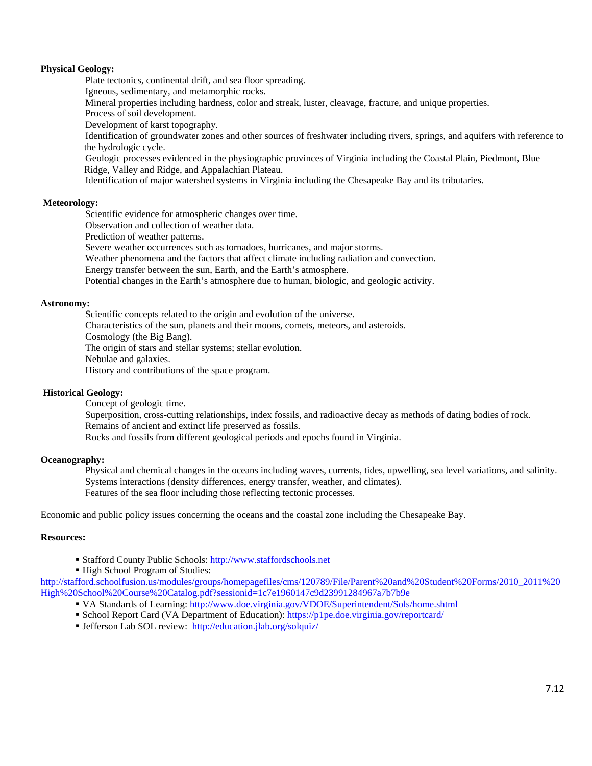**Physical Geology:**

Plate tectonics, continental drift, and sea floor spreading.
Igneous, sedimentary, and metamorphic rocks.
Mineral properties including hardness, color and streak, luster, cleavage, fracture, and unique properties.
Process of soil development.
Development of karst topography.
Identification of groundwater zones and other sources of freshwater including rivers, springs, and aquifers with reference to the hydrologic cycle.
Geologic processes evidenced in the physiographic provinces of Virginia including the Coastal Plain, Piedmont, Blue Ridge, Valley and Ridge, and Appalachian Plateau.
Identification of major watershed systems in Virginia including the Chesapeake Bay and its tributaries.

**Meteorology:**

Scientific evidence for atmospheric changes over time.
Observation and collection of weather data.
Prediction of weather patterns.
Severe weather occurrences such as tornadoes, hurricanes, and major storms.
Weather phenomena and the factors that affect climate including radiation and convection.
Energy transfer between the sun, Earth, and the Earth's atmosphere.
Potential changes in the Earth's atmosphere due to human, biologic, and geologic activity.

**Astronomy:**

Scientific concepts related to the origin and evolution of the universe.
Characteristics of the sun, planets and their moons, comets, meteors, and asteroids.
Cosmology (the Big Bang).
The origin of stars and stellar systems; stellar evolution.
Nebulae and galaxies.
History and contributions of the space program.

**Historical Geology:**

Concept of geologic time.
Superposition, cross-cutting relationships, index fossils, and radioactive decay as methods of dating bodies of rock.
Remains of ancient and extinct life preserved as fossils.
Rocks and fossils from different geological periods and epochs found in Virginia.

**Oceanography:**

Physical and chemical changes in the oceans including waves, currents, tides, upwelling, sea level variations, and salinity.
Systems interactions (density differences, energy transfer, weather, and climates).
Features of the sea floor including those reflecting tectonic processes.

Economic and public policy issues concerning the oceans and the coastal zone including the Chesapeake Bay.

**Resources:**

- Stafford County Public Schools: http://www.staffordschools.net
- High School Program of Studies: http://stafford.schoolfusion.us/modules/groups/homepagefiles/cms/120789/File/Parent%20and%20Student%20Forms/2010_2011%20High%20School%20Course%20Catalog.pdf?sessionid=1c7e1960147c9d23991284967a7b7b9e
- VA Standards of Learning: http://www.doe.virginia.gov/VDOE/Superintendent/Sols/home.shtml
- School Report Card (VA Department of Education): https://p1pe.doe.virginia.gov/reportcard/
- Jefferson Lab SOL review: http://education.jlab.org/solquiz/